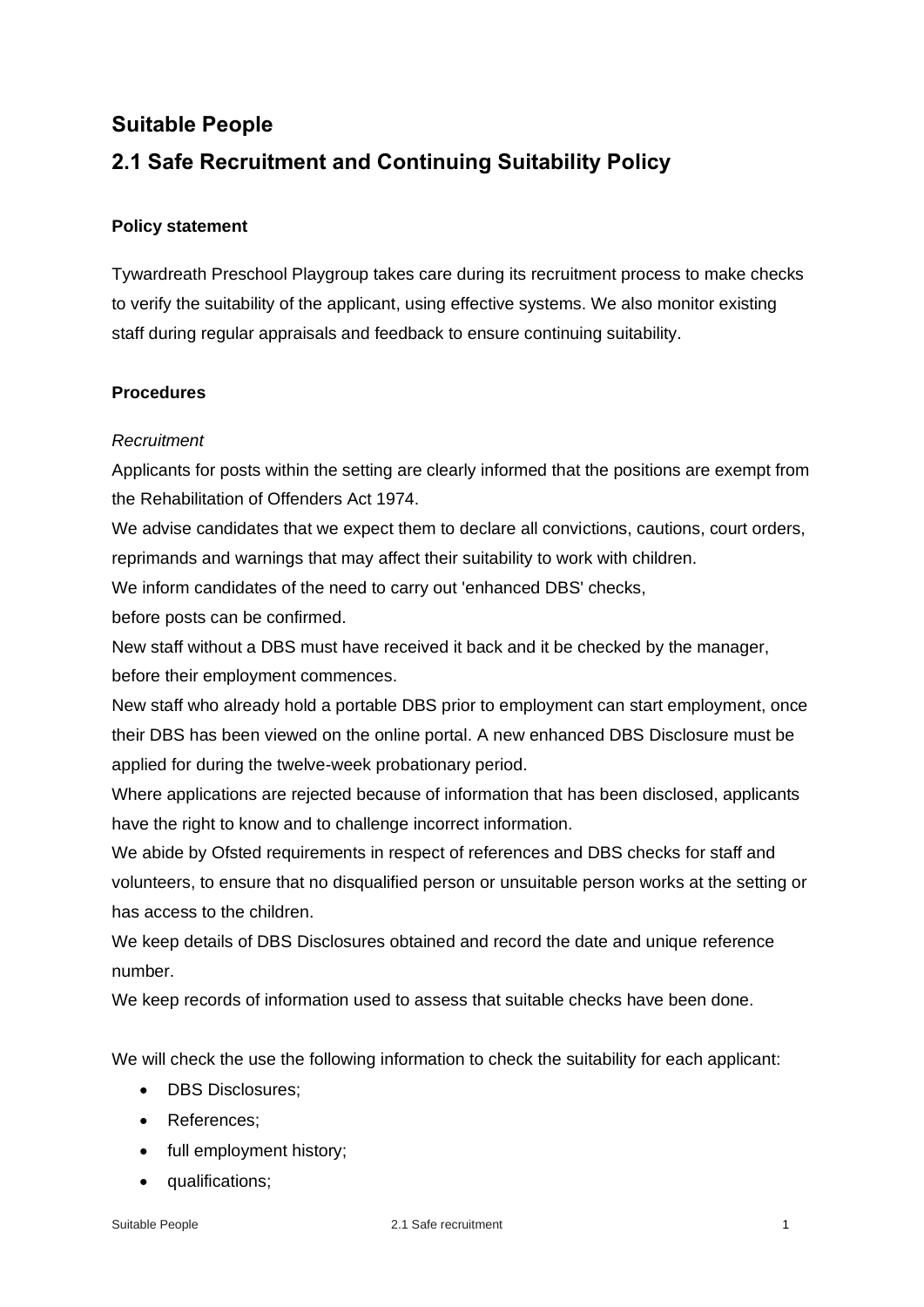## Suitable People

## 2.1 Safe Recruitment and Continuing Suitability Policy

**Policy statement**

Tywardreath Preschool Playgroup takes care during its recruitment process to make checks to verify the suitability of the applicant, using effective systems. We also monitor existing staff during regular appraisals and feedback to ensure continuing suitability.

**Procedures**

*Recruitment*

Applicants for posts within the setting are clearly informed that the positions are exempt from the Rehabilitation of Offenders Act 1974.

We advise candidates that we expect them to declare all convictions, cautions, court orders, reprimands and warnings that may affect their suitability to work with children.

We inform candidates of the need to carry out 'enhanced DBS' checks, before posts can be confirmed.

New staff without a DBS must have received it back and it be checked by the manager, before their employment commences.

New staff who already hold a portable DBS prior to employment can start employment, once their DBS has been viewed on the online portal. A new enhanced DBS Disclosure must be applied for during the twelve-week probationary period.

Where applications are rejected because of information that has been disclosed, applicants have the right to know and to challenge incorrect information.

We abide by Ofsted requirements in respect of references and DBS checks for staff and volunteers, to ensure that no disqualified person or unsuitable person works at the setting or has access to the children.

We keep details of DBS Disclosures obtained and record the date and unique reference number.

We keep records of information used to assess that suitable checks have been done.

We will check the use the following information to check the suitability for each applicant:

- DBS Disclosures;
- References;
- full employment history;
- qualifications;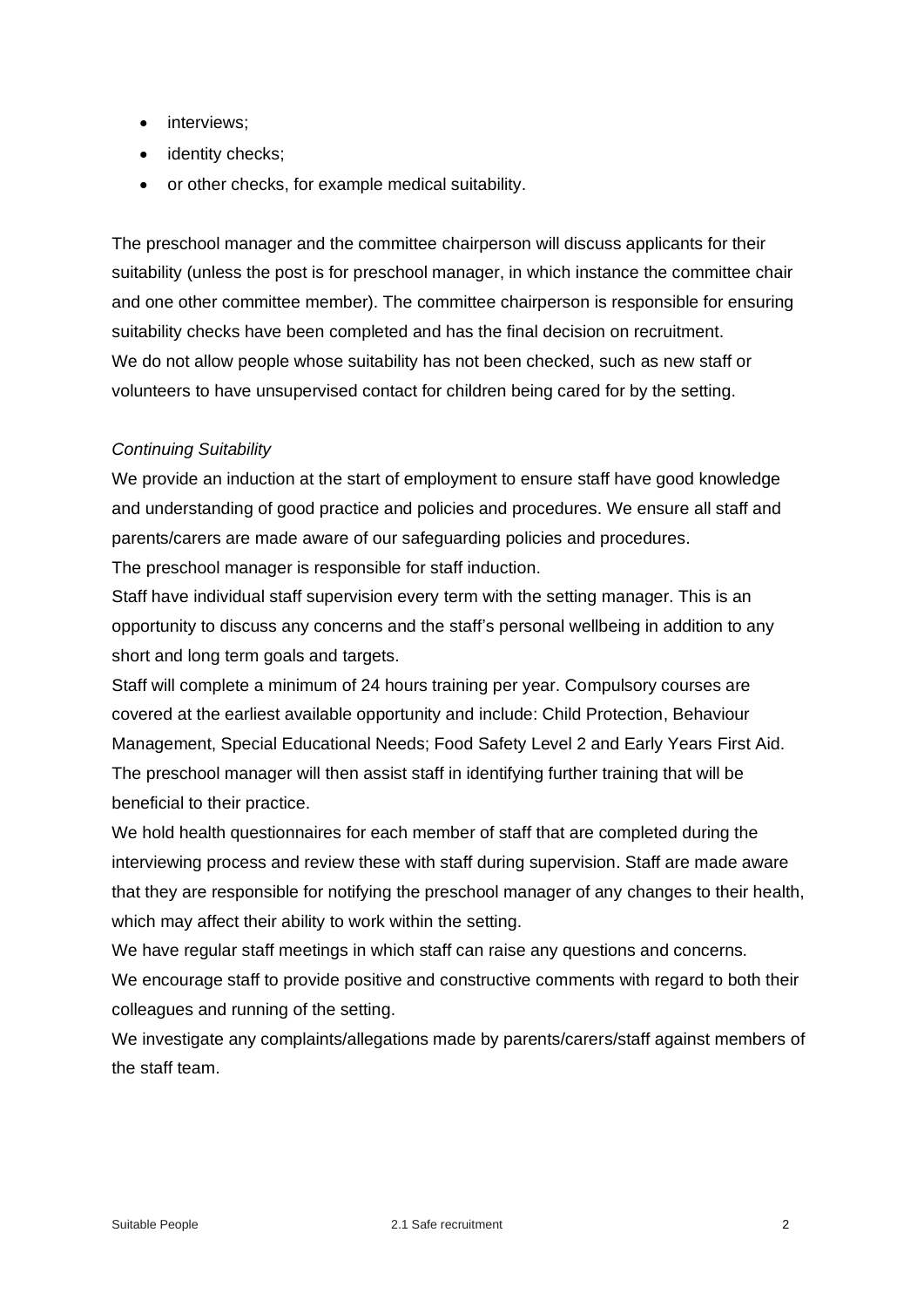- interviews;
- identity checks;
- or other checks, for example medical suitability.

The preschool manager and the committee chairperson will discuss applicants for their suitability (unless the post is for preschool manager, in which instance the committee chair and one other committee member). The committee chairperson is responsible for ensuring suitability checks have been completed and has the final decision on recruitment.
We do not allow people whose suitability has not been checked, such as new staff or volunteers to have unsupervised contact for children being cared for by the setting.

*Continuing Suitability*

We provide an induction at the start of employment to ensure staff have good knowledge and understanding of good practice and policies and procedures. We ensure all staff and parents/carers are made aware of our safeguarding policies and procedures.
The preschool manager is responsible for staff induction.
Staff have individual staff supervision every term with the setting manager. This is an opportunity to discuss any concerns and the staff's personal wellbeing in addition to any short and long term goals and targets.
Staff will complete a minimum of 24 hours training per year. Compulsory courses are covered at the earliest available opportunity and include: Child Protection, Behaviour Management, Special Educational Needs; Food Safety Level 2 and Early Years First Aid. The preschool manager will then assist staff in identifying further training that will be beneficial to their practice.
We hold health questionnaires for each member of staff that are completed during the interviewing process and review these with staff during supervision. Staff are made aware that they are responsible for notifying the preschool manager of any changes to their health, which may affect their ability to work within the setting.
We have regular staff meetings in which staff can raise any questions and concerns.
We encourage staff to provide positive and constructive comments with regard to both their colleagues and running of the setting.
We investigate any complaints/allegations made by parents/carers/staff against members of the staff team.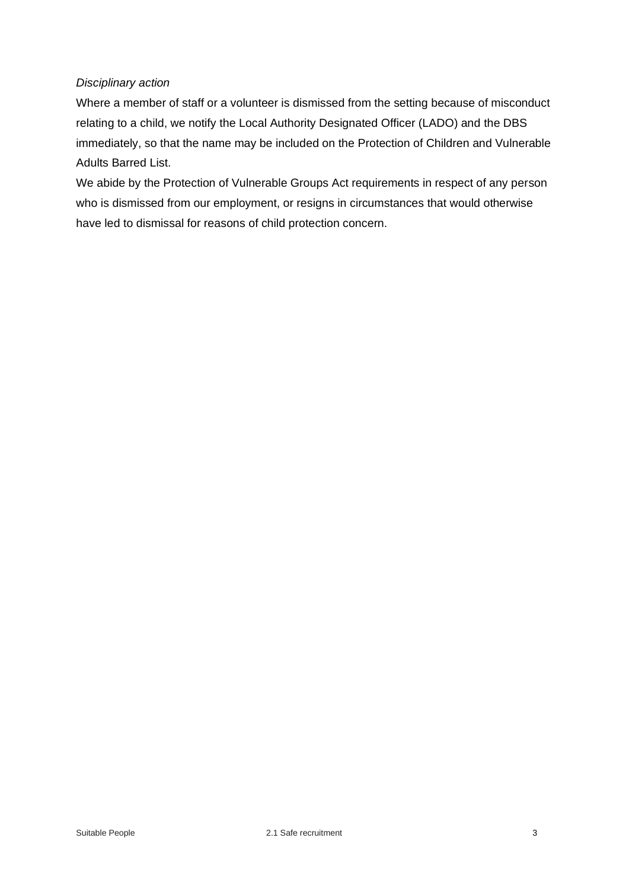*Disciplinary action*

Where a member of staff or a volunteer is dismissed from the setting because of misconduct relating to a child, we notify the Local Authority Designated Officer (LADO) and the DBS immediately, so that the name may be included on the Protection of Children and Vulnerable Adults Barred List.

We abide by the Protection of Vulnerable Groups Act requirements in respect of any person who is dismissed from our employment, or resigns in circumstances that would otherwise have led to dismissal for reasons of child protection concern.